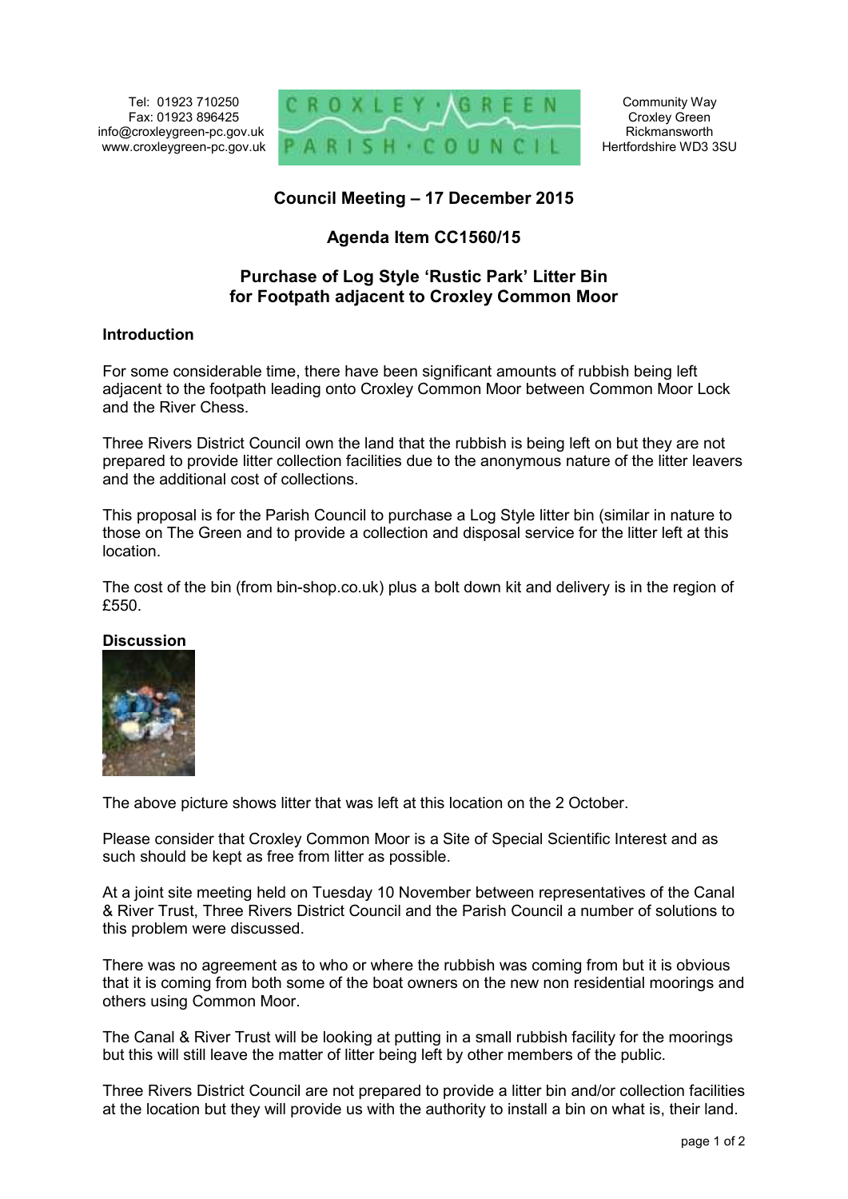Tel: 01923 710250
Fax: 01923 896425
info@croxleygreen-pc.gov.uk
www.croxleygreen-pc.gov.uk

CROXLEY · GREEN
PARISH · COUNCIL

Community Way
Croxley Green
Rickmansworth
Hertfordshire WD3 3SU

## Council Meeting – 17 December 2015

## Agenda Item CC1560/15

## Purchase of Log Style 'Rustic Park' Litter Bin for Footpath adjacent to Croxley Common Moor

### Introduction

For some considerable time, there have been significant amounts of rubbish being left adjacent to the footpath leading onto Croxley Common Moor between Common Moor Lock and the River Chess.

Three Rivers District Council own the land that the rubbish is being left on but they are not prepared to provide litter collection facilities due to the anonymous nature of the litter leavers and the additional cost of collections.

This proposal is for the Parish Council to purchase a Log Style litter bin (similar in nature to those on The Green and to provide a collection and disposal service for the litter left at this location.

The cost of the bin (from bin-shop.co.uk) plus a bolt down kit and delivery is in the region of £550.

### Discussion

The above picture shows litter that was left at this location on the 2 October.

Please consider that Croxley Common Moor is a Site of Special Scientific Interest and as such should be kept as free from litter as possible.

At a joint site meeting held on Tuesday 10 November between representatives of the Canal & River Trust, Three Rivers District Council and the Parish Council a number of solutions to this problem were discussed.

There was no agreement as to who or where the rubbish was coming from but it is obvious that it is coming from both some of the boat owners on the new non residential moorings and others using Common Moor.

The Canal & River Trust will be looking at putting in a small rubbish facility for the moorings but this will still leave the matter of litter being left by other members of the public.

Three Rivers District Council are not prepared to provide a litter bin and/or collection facilities at the location but they will provide us with the authority to install a bin on what is, their land.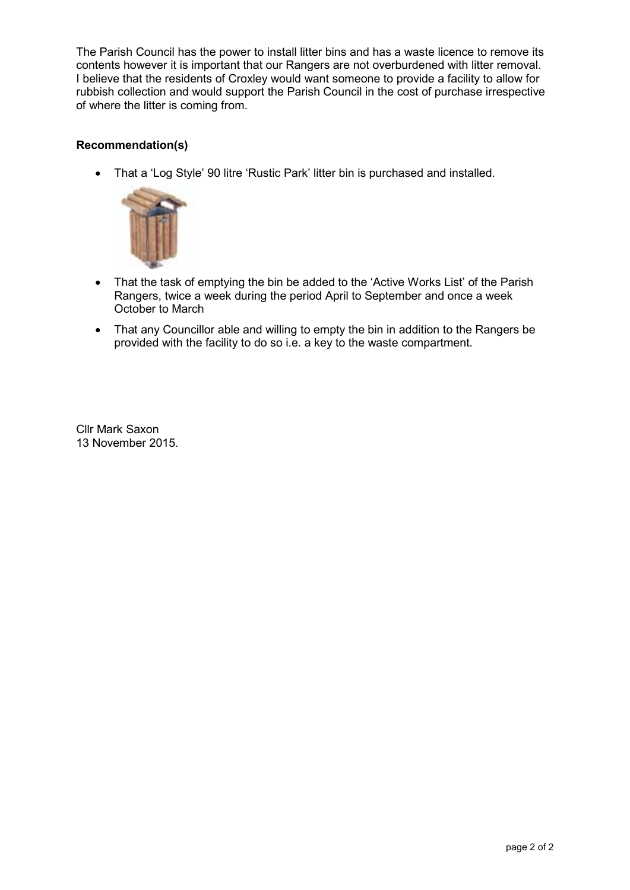The Parish Council has the power to install litter bins and has a waste licence to remove its contents however it is important that our Rangers are not overburdened with litter removal. I believe that the residents of Croxley would want someone to provide a facility to allow for rubbish collection and would support the Parish Council in the cost of purchase irrespective of where the litter is coming from.

**Recommendation(s)**

- That a 'Log Style' 90 litre 'Rustic Park' litter bin is purchased and installed.
- That the task of emptying the bin be added to the 'Active Works List' of the Parish Rangers, twice a week during the period April to September and once a week October to March
- That any Councillor able and willing to empty the bin in addition to the Rangers be provided with the facility to do so i.e. a key to the waste compartment.

Cllr Mark Saxon
13 November 2015.